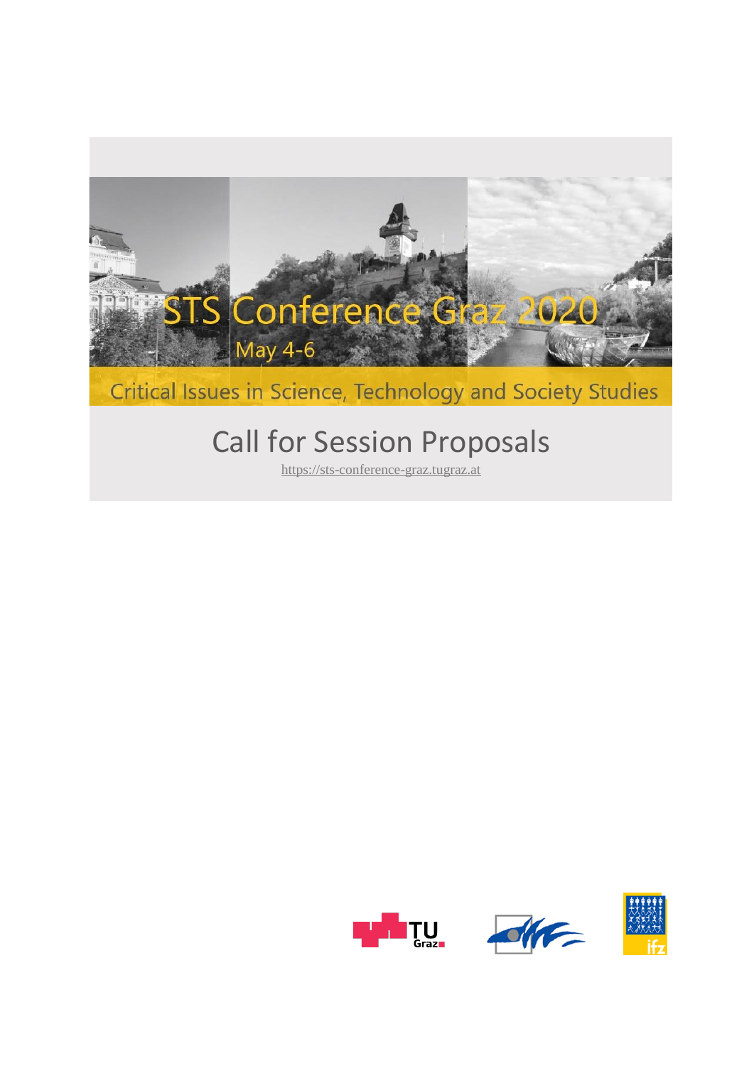# STS Conference Graz 2020

May 4-6

Critical Issues in Science, Technology and Society Studies

## Call for Session Proposals

https://sts-conference-graz.tugraz.at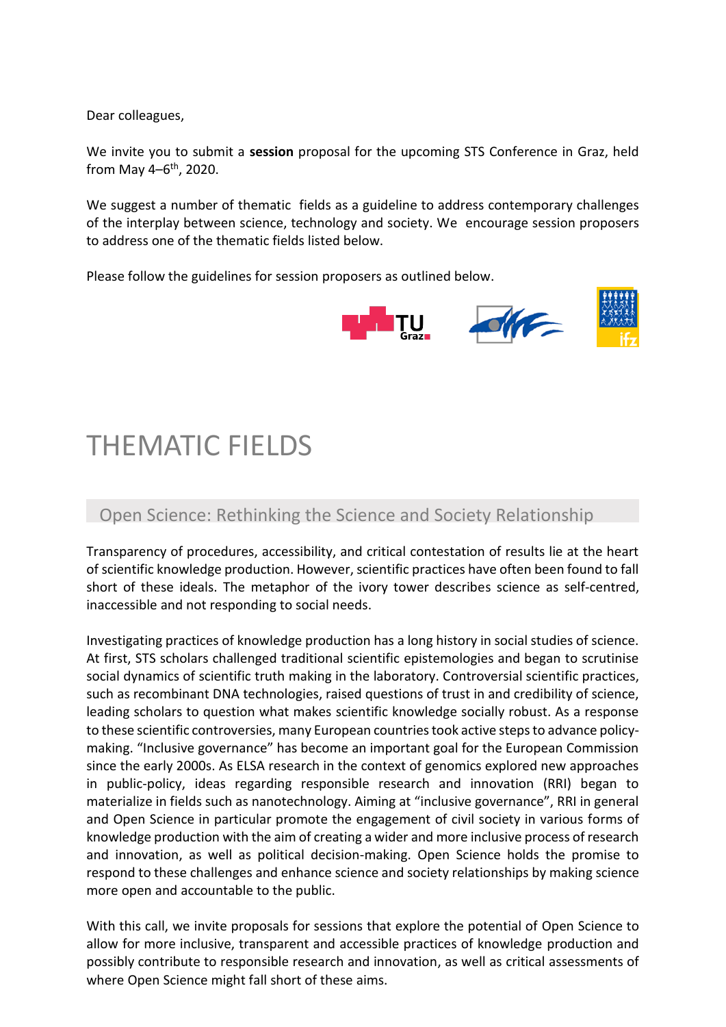Dear colleagues,

We invite you to submit a **session** proposal for the upcoming STS Conference in Graz, held from May 4–6th, 2020.

We suggest a number of thematic fields as a guideline to address contemporary challenges of the interplay between science, technology and society. We encourage session proposers to address one of the thematic fields listed below.

Please follow the guidelines for session proposers as outlined below.

# THEMATIC FIELDS

## Open Science: Rethinking the Science and Society Relationship

Transparency of procedures, accessibility, and critical contestation of results lie at the heart of scientific knowledge production. However, scientific practices have often been found to fall short of these ideals. The metaphor of the ivory tower describes science as self-centred, inaccessible and not responding to social needs.

Investigating practices of knowledge production has a long history in social studies of science. At first, STS scholars challenged traditional scientific epistemologies and began to scrutinise social dynamics of scientific truth making in the laboratory. Controversial scientific practices, such as recombinant DNA technologies, raised questions of trust in and credibility of science, leading scholars to question what makes scientific knowledge socially robust. As a response to these scientific controversies, many European countries took active steps to advance policy-making. "Inclusive governance" has become an important goal for the European Commission since the early 2000s. As ELSA research in the context of genomics explored new approaches in public-policy, ideas regarding responsible research and innovation (RRI) began to materialize in fields such as nanotechnology. Aiming at "inclusive governance", RRI in general and Open Science in particular promote the engagement of civil society in various forms of knowledge production with the aim of creating a wider and more inclusive process of research and innovation, as well as political decision-making. Open Science holds the promise to respond to these challenges and enhance science and society relationships by making science more open and accountable to the public.

With this call, we invite proposals for sessions that explore the potential of Open Science to allow for more inclusive, transparent and accessible practices of knowledge production and possibly contribute to responsible research and innovation, as well as critical assessments of where Open Science might fall short of these aims.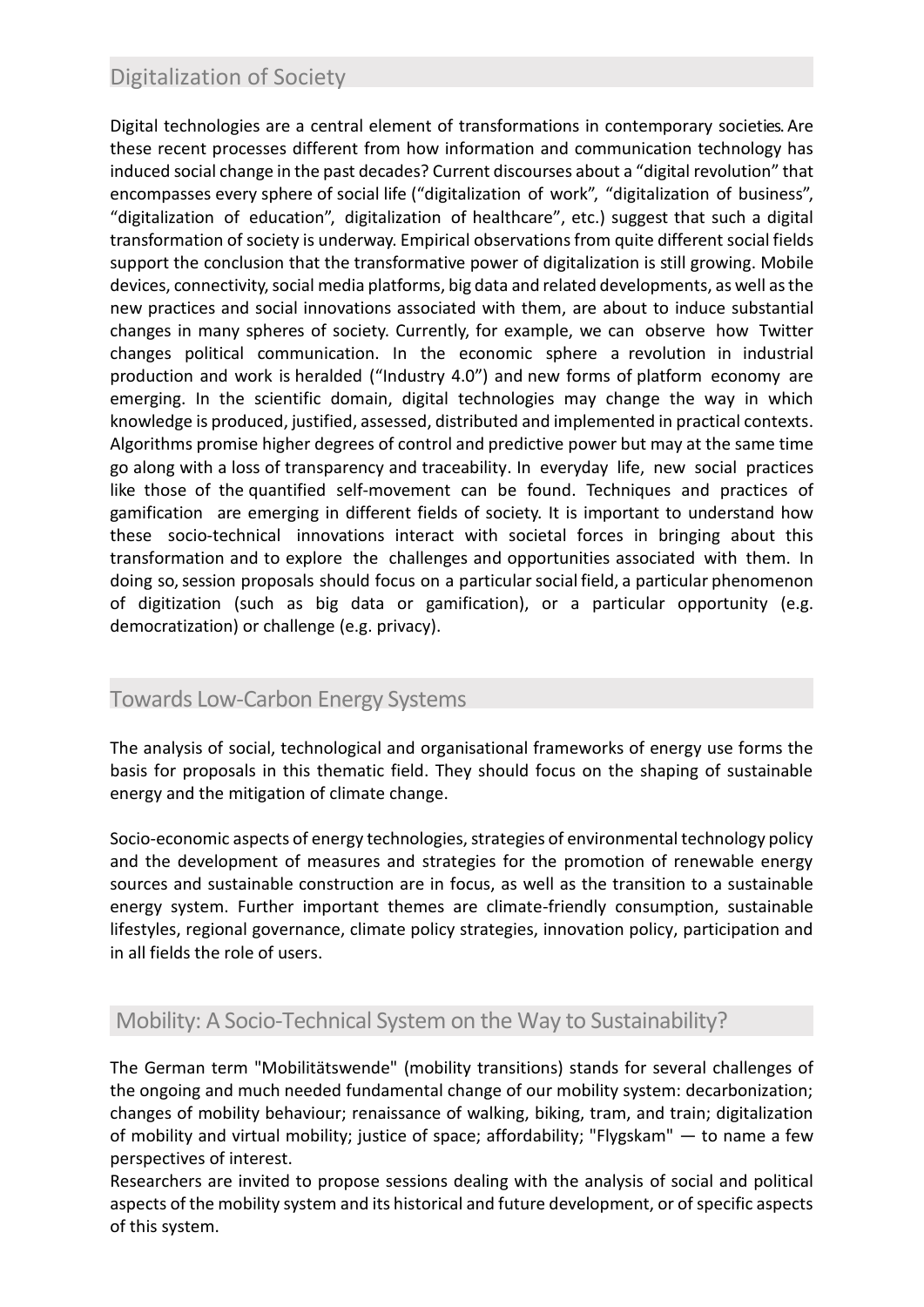## Digitalization of Society

Digital technologies are a central element of transformations in contemporary societies. Are these recent processes different from how information and communication technology has induced social change in the past decades? Current discourses about a "digital revolution" that encompasses every sphere of social life ("digitalization of work", "digitalization of business", "digitalization of education", digitalization of healthcare", etc.) suggest that such a digital transformation of society is underway. Empirical observations from quite different social fields support the conclusion that the transformative power of digitalization is still growing. Mobile devices, connectivity, social media platforms, big data and related developments, as well as the new practices and social innovations associated with them, are about to induce substantial changes in many spheres of society. Currently, for example, we can observe how Twitter changes political communication. In the economic sphere a revolution in industrial production and work is heralded ("Industry 4.0") and new forms of platform economy are emerging. In the scientific domain, digital technologies may change the way in which knowledge is produced, justified, assessed, distributed and implemented in practical contexts. Algorithms promise higher degrees of control and predictive power but may at the same time go along with a loss of transparency and traceability. In everyday life, new social practices like those of the quantified self-movement can be found. Techniques and practices of gamification are emerging in different fields of society. It is important to understand how these socio-technical innovations interact with societal forces in bringing about this transformation and to explore the challenges and opportunities associated with them. In doing so, session proposals should focus on a particular social field, a particular phenomenon of digitization (such as big data or gamification), or a particular opportunity (e.g. democratization) or challenge (e.g. privacy).

## Towards Low-Carbon Energy Systems

The analysis of social, technological and organisational frameworks of energy use forms the basis for proposals in this thematic field. They should focus on the shaping of sustainable energy and the mitigation of climate change.

Socio-economic aspects of energy technologies, strategies of environmental technology policy and the development of measures and strategies for the promotion of renewable energy sources and sustainable construction are in focus, as well as the transition to a sustainable energy system. Further important themes are climate-friendly consumption, sustainable lifestyles, regional governance, climate policy strategies, innovation policy, participation and in all fields the role of users.

## Mobility: A Socio-Technical System on the Way to Sustainability?

The German term "Mobilitätswende" (mobility transitions) stands for several challenges of the ongoing and much needed fundamental change of our mobility system: decarbonization; changes of mobility behaviour; renaissance of walking, biking, tram, and train; digitalization of mobility and virtual mobility; justice of space; affordability; "Flygskam" — to name a few perspectives of interest.

Researchers are invited to propose sessions dealing with the analysis of social and political aspects of the mobility system and its historical and future development, or of specific aspects of this system.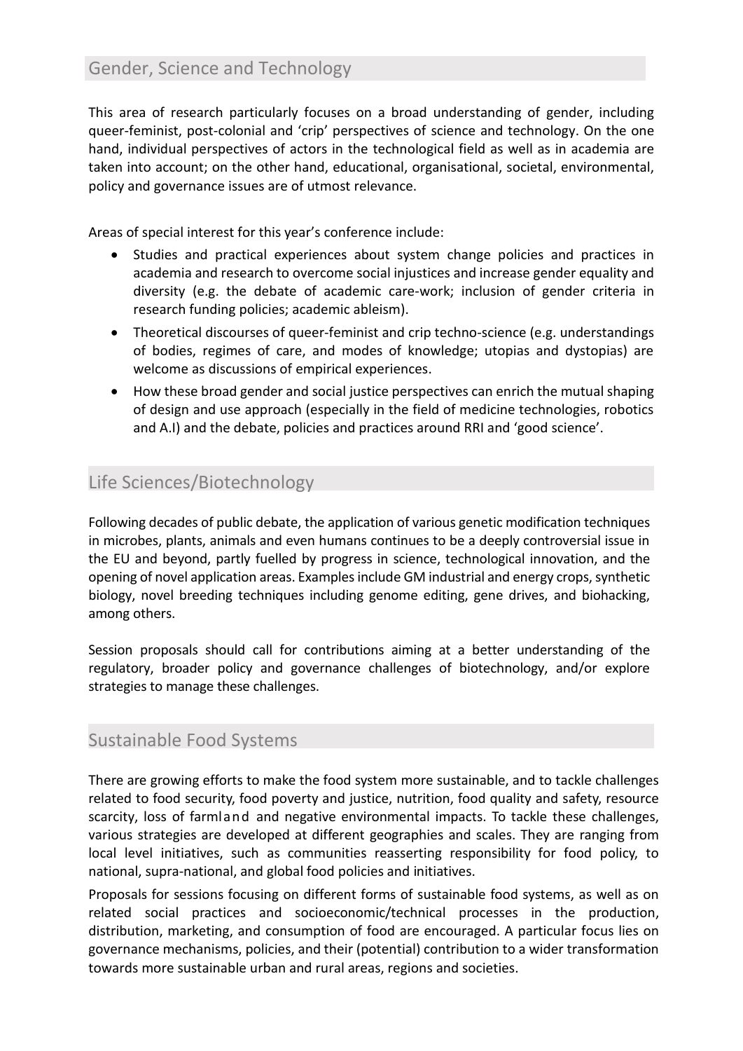## Gender, Science and Technology

This area of research particularly focuses on a broad understanding of gender, including queer-feminist, post-colonial and 'crip' perspectives of science and technology. On the one hand, individual perspectives of actors in the technological field as well as in academia are taken into account; on the other hand, educational, organisational, societal, environmental, policy and governance issues are of utmost relevance.

Areas of special interest for this year's conference include:

- Studies and practical experiences about system change policies and practices in academia and research to overcome social injustices and increase gender equality and diversity (e.g. the debate of academic care-work; inclusion of gender criteria in research funding policies; academic ableism).
- Theoretical discourses of queer-feminist and crip techno-science (e.g. understandings of bodies, regimes of care, and modes of knowledge; utopias and dystopias) are welcome as discussions of empirical experiences.
- How these broad gender and social justice perspectives can enrich the mutual shaping of design and use approach (especially in the field of medicine technologies, robotics and A.I) and the debate, policies and practices around RRI and 'good science'.

## Life Sciences/Biotechnology

Following decades of public debate, the application of various genetic modification techniques in microbes, plants, animals and even humans continues to be a deeply controversial issue in the EU and beyond, partly fuelled by progress in science, technological innovation, and the opening of novel application areas. Examples include GM industrial and energy crops, synthetic biology, novel breeding techniques including genome editing, gene drives, and biohacking, among others.

Session proposals should call for contributions aiming at a better understanding of the regulatory, broader policy and governance challenges of biotechnology, and/or explore strategies to manage these challenges.

## Sustainable Food Systems

There are growing efforts to make the food system more sustainable, and to tackle challenges related to food security, food poverty and justice, nutrition, food quality and safety, resource scarcity, loss of farmland and negative environmental impacts. To tackle these challenges, various strategies are developed at different geographies and scales. They are ranging from local level initiatives, such as communities reasserting responsibility for food policy, to national, supra-national, and global food policies and initiatives.

Proposals for sessions focusing on different forms of sustainable food systems, as well as on related social practices and socioeconomic/technical processes in the production, distribution, marketing, and consumption of food are encouraged. A particular focus lies on governance mechanisms, policies, and their (potential) contribution to a wider transformation towards more sustainable urban and rural areas, regions and societies.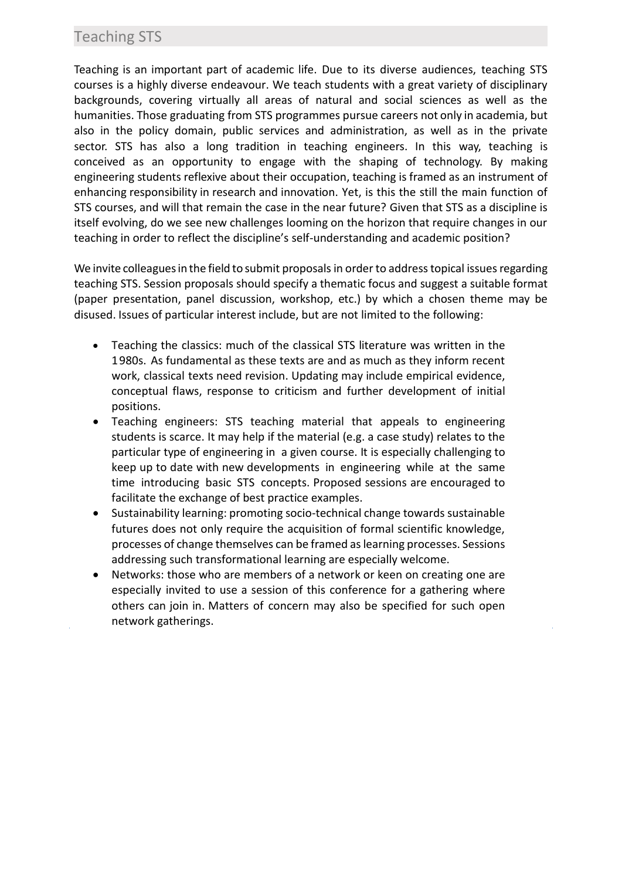## Teaching STS

Teaching is an important part of academic life. Due to its diverse audiences, teaching STS courses is a highly diverse endeavour. We teach students with a great variety of disciplinary backgrounds, covering virtually all areas of natural and social sciences as well as the humanities. Those graduating from STS programmes pursue careers not only in academia, but also in the policy domain, public services and administration, as well as in the private sector. STS has also a long tradition in teaching engineers. In this way, teaching is conceived as an opportunity to engage with the shaping of technology. By making engineering students reflexive about their occupation, teaching is framed as an instrument of enhancing responsibility in research and innovation. Yet, is this the still the main function of STS courses, and will that remain the case in the near future? Given that STS as a discipline is itself evolving, do we see new challenges looming on the horizon that require changes in our teaching in order to reflect the discipline's self-understanding and academic position?

We invite colleagues in the field to submit proposals in order to address topical issues regarding teaching STS. Session proposals should specify a thematic focus and suggest a suitable format (paper presentation, panel discussion, workshop, etc.) by which a chosen theme may be disused. Issues of particular interest include, but are not limited to the following:

- Teaching the classics: much of the classical STS literature was written in the 1980s. As fundamental as these texts are and as much as they inform recent work, classical texts need revision. Updating may include empirical evidence, conceptual flaws, response to criticism and further development of initial positions.
- Teaching engineers: STS teaching material that appeals to engineering students is scarce. It may help if the material (e.g. a case study) relates to the particular type of engineering in a given course. It is especially challenging to keep up to date with new developments in engineering while at the same time introducing basic STS concepts. Proposed sessions are encouraged to facilitate the exchange of best practice examples.
- Sustainability learning: promoting socio-technical change towards sustainable futures does not only require the acquisition of formal scientific knowledge, processes of change themselves can be framed as learning processes. Sessions addressing such transformational learning are especially welcome.
- Networks: those who are members of a network or keen on creating one are especially invited to use a session of this conference for a gathering where others can join in. Matters of concern may also be specified for such open network gatherings.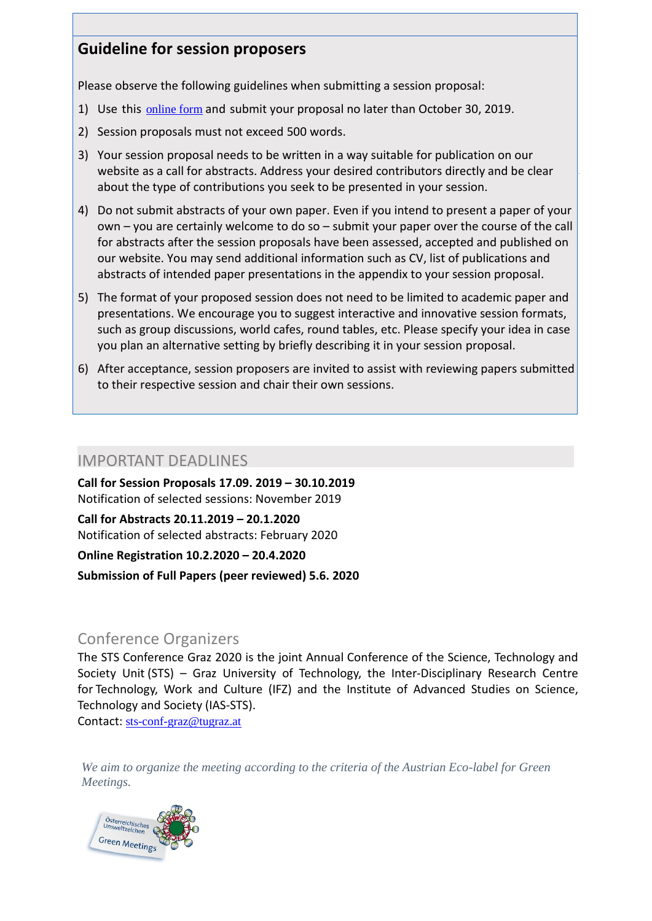## Guideline for session proposers

Please observe the following guidelines when submitting a session proposal:

1) Use this online form and submit your proposal no later than October 30, 2019.
2) Session proposals must not exceed 500 words.
3) Your session proposal needs to be written in a way suitable for publication on our website as a call for abstracts. Address your desired contributors directly and be clear about the type of contributions you seek to be presented in your session.
4) Do not submit abstracts of your own paper. Even if you intend to present a paper of your own – you are certainly welcome to do so – submit your paper over the course of the call for abstracts after the session proposals have been assessed, accepted and published on our website. You may send additional information such as CV, list of publications and abstracts of intended paper presentations in the appendix to your session proposal.
5) The format of your proposed session does not need to be limited to academic paper and presentations. We encourage you to suggest interactive and innovative session formats, such as group discussions, world cafes, round tables, etc. Please specify your idea in case you plan an alternative setting by briefly describing it in your session proposal.
6) After acceptance, session proposers are invited to assist with reviewing papers submitted to their respective session and chair their own sessions.

## IMPORTANT DEADLINES

**Call for Session Proposals 17.09. 2019 – 30.10.2019**
Notification of selected sessions: November 2019

**Call for Abstracts 20.11.2019 – 20.1.2020**
Notification of selected abstracts: February 2020

**Online Registration 10.2.2020 – 20.4.2020**

**Submission of Full Papers (peer reviewed) 5.6. 2020**

## Conference Organizers

The STS Conference Graz 2020 is the joint Annual Conference of the Science, Technology and Society Unit (STS) – Graz University of Technology, the Inter-Disciplinary Research Centre for Technology, Work and Culture (IFZ) and the Institute of Advanced Studies on Science, Technology and Society (IAS-STS).
Contact: sts-conf-graz@tugraz.at

*We aim to organize the meeting according to the criteria of the Austrian Eco-label for Green Meetings.*

Österreichisches Umweltzeichen Green Meetings